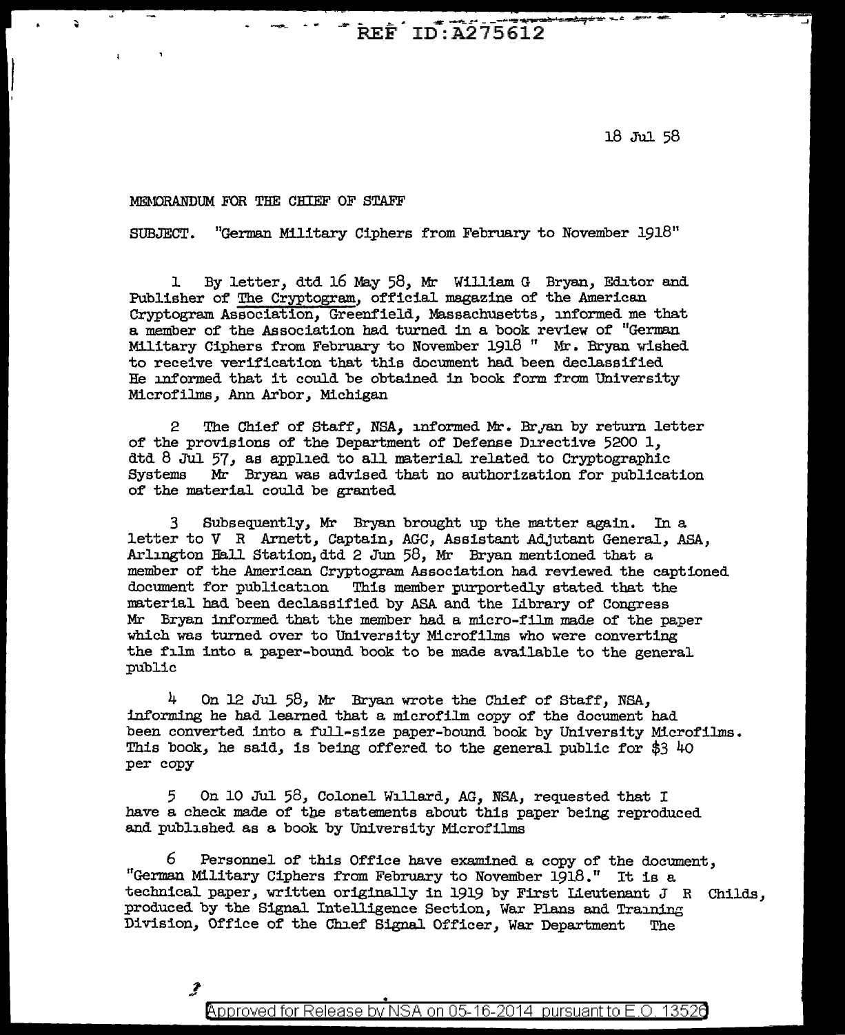REF ID:A275612

18 Jul 58

MEMORANDUM FOR THE CHIEF OF STAFF

SUBJECT. "German Military Ciphers from February to November 1918"

1 By letter, dtd 16 May 58, Mr William G Bryan, Editor and Publisher of The Cryptogram, official magazine of the American Cryptogram Association, Greenfield, Massachusetts, informed me that a member of the Association had turned in a book review of "German Military Ciphers from February to November 1918" Mr. Bryan wished to receive verification that this document had been declassified He informed that it could be obtained in book form from University Microfilms, Ann Arbor, Michigan

2 The Chief of Staff, NSA, informed Mr. Bryan by return letter of the provisions of the Department of Defense Directive 5200 1, dtd 8 Jul 57, as applied to all material related to Cryptographic Systems Mr Bryan was advised that no authorization for publication of the material could be granted

3 Subsequently, Mr Bryan brought up the matter again. In a letter to V R Arnett, Captain, AGC, Assistant Adjutant General, ASA, Arlington Hall Station, dtd 2 Jun 58, Mr Bryan mentioned that a member of the American Cryptogram Association had reviewed the captioned document for publication This member purportedly stated that the material had been declassified by ASA and the Library of Congress Mr Bryan informed that the member had a micro-film made of the paper which was turned over to University Microfilms who were converting the film into a paper-bound book to be made available to the general public

4 On 12 Jul 58, Mr Bryan wrote the Chief of Staff, NSA, informing he had learned that a microfilm copy of the document had been converted into a full-size paper-bound book by University Microfilms. This book, he said, is being offered to the general public for $3 40 per copy

5 On 10 Jul 58, Colonel Willard, AG, NSA, requested that I have a check made of the statements about this paper being reproduced and published as a book by University Microfilms

6 Personnel of this Office have examined a copy of the document, "German Military Ciphers from February to November 1918." It is a technical paper, written originally in 1919 by First Lieutenant J R Childs, produced by the Signal Intelligence Section, War Plans and Training Division, Office of the Chief Signal Officer, War Department The

Approved for Release by NSA on 05-16-2014 pursuant to E.O. 13526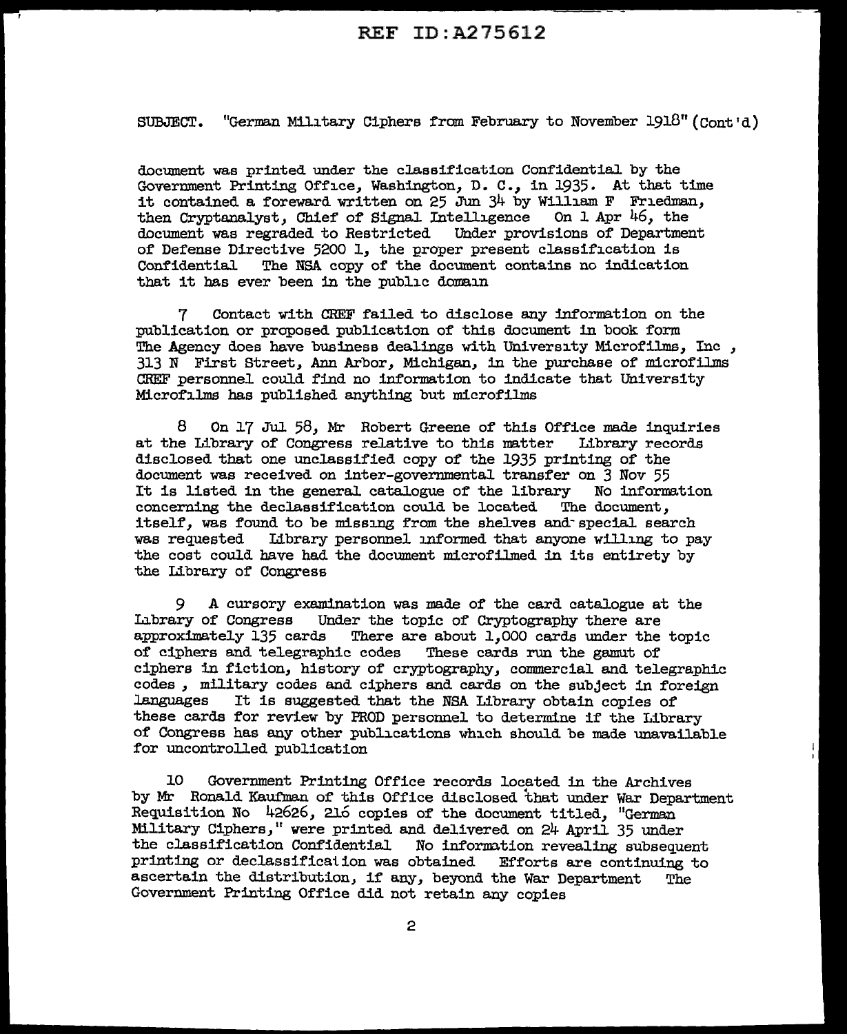SUBJECT. "German Military Ciphers from February to November 1918" (Cont'd)

document was printed under the classification Confidential by the Government Printing Office, Washington, D. C., in 1935. At that time it contained a foreward written on 25 Jun 34 by William F Friedman, then Cryptanalyst, Chief of Signal Intelligence On 1 Apr 46, the document was regraded to Restricted Under provisions of Department of Defense Directive 5200 1, the proper present classification is Confidential The NSA copy of the document contains no indication that it has ever been in the public domain

7 Contact with CREF failed to disclose any information on the publication or proposed publication of this document in book form The Agency does have business dealings with University Microfilms, Inc , 313 N First Street, Ann Arbor, Michigan, in the purchase of microfilms CREF personnel could find no information to indicate that University Microfilms has published anything but microfilms

8 On 17 Jul 58, Mr Robert Greene of this Office made inquiries at the Library of Congress relative to this matter Library records disclosed that one unclassified copy of the 1935 printing of the document was received on inter-governmental transfer on 3 Nov 55 It is listed in the general catalogue of the library No information concerning the declassification could be located The document, itself, was found to be missing from the shelves and special search was requested Library personnel informed that anyone willing to pay the cost could have had the document microfilmed in its entirety by the Library of Congress

9 A cursory examination was made of the card catalogue at the Library of Congress Under the topic of Cryptography there are approximately 135 cards There are about 1,000 cards under the topic of ciphers and telegraphic codes These cards run the gamut of ciphers in fiction, history of cryptography, commercial and telegraphic codes , military codes and ciphers and cards on the subject in foreign languages It is suggested that the NSA Library obtain copies of these cards for review by PROD personnel to determine if the Library of Congress has any other publications which should be made unavailable for uncontrolled publication

10 Government Printing Office records located in the Archives by Mr Ronald Kaufman of this Office disclosed that under War Department Requisition No 42626, 216 copies of the document titled, "German Military Ciphers," were printed and delivered on 24 April 35 under the classification Confidential No information revealing subsequent printing or declassification was obtained Efforts are continuing to ascertain the distribution, if any, beyond the War Department The Government Printing Office did not retain any copies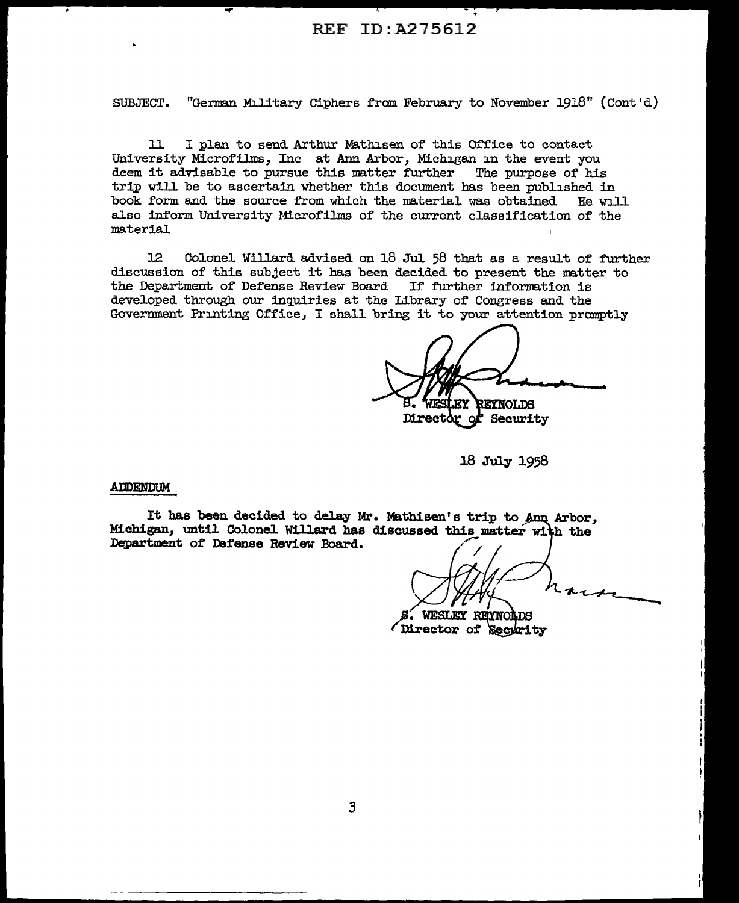REF ID:A275612

SUBJECT. "German Military Ciphers from February to November 1918" (Cont'd)

11 I plan to send Arthur Mathisen of this Office to contact University Microfilms, Inc at Ann Arbor, Michigan in the event you deem it advisable to pursue this matter further The purpose of his trip will be to ascertain whether this document has been published in book form and the source from which the material was obtained He will also inform University Microfilms of the current classification of the material

12 Colonel Willard advised on 18 Jul 58 that as a result of further discussion of this subject it has been decided to present the matter to the Department of Defense Review Board If further information is developed through our inquiries at the Library of Congress and the Government Printing Office, I shall bring it to your attention promptly

S. WESLEY REYNOLDS
Director of Security

18 July 1958

ADDENDUM

It has been decided to delay Mr. Mathisen's trip to Ann Arbor, Michigan, until Colonel Willard has discussed this matter with the Department of Defense Review Board.

S. WESLEY REYNOLDS
Director of Security